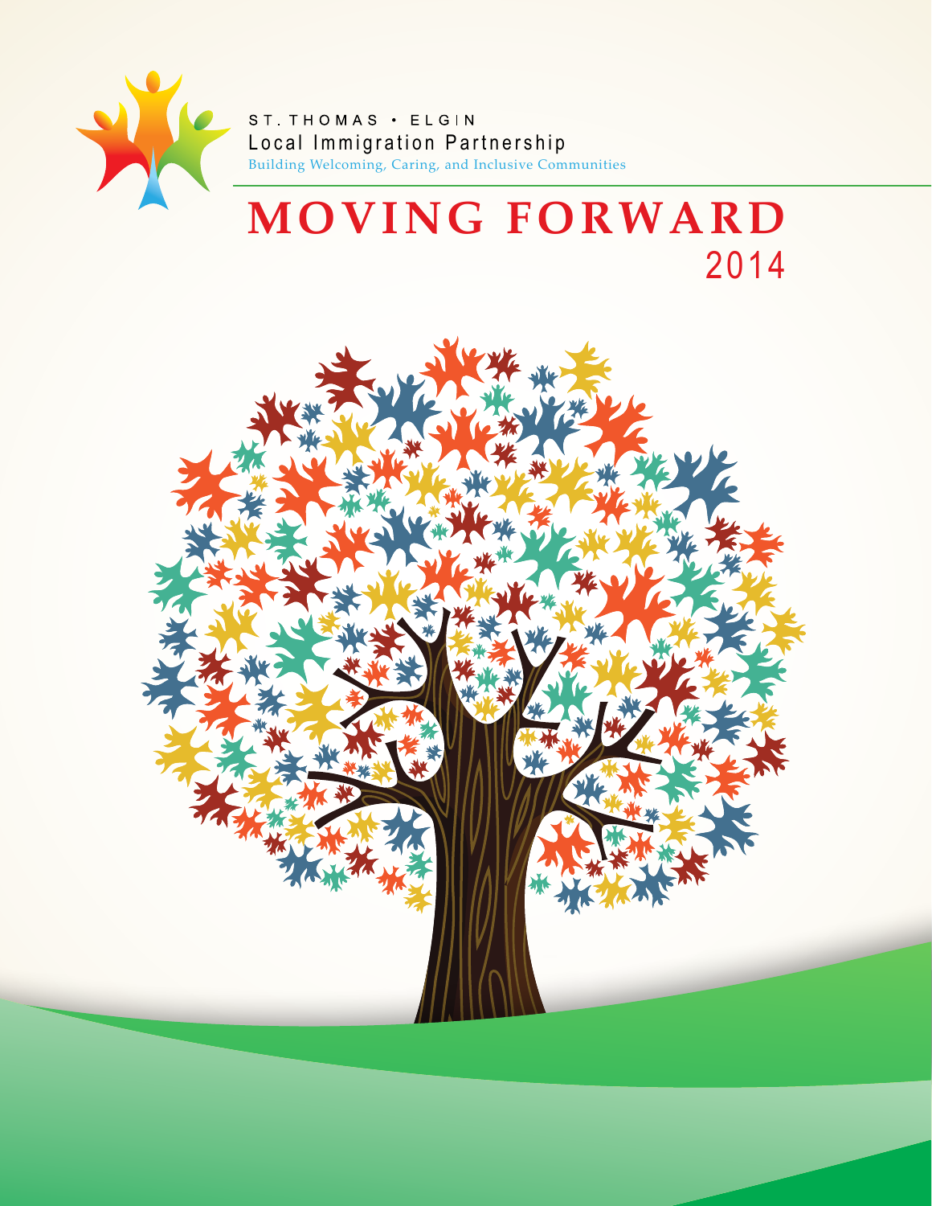ST. THOMAS • ELGIN

Local Immigration Partnership

Building Welcoming, Caring, and Inclusive Communities

# MOVING FORWARD

2014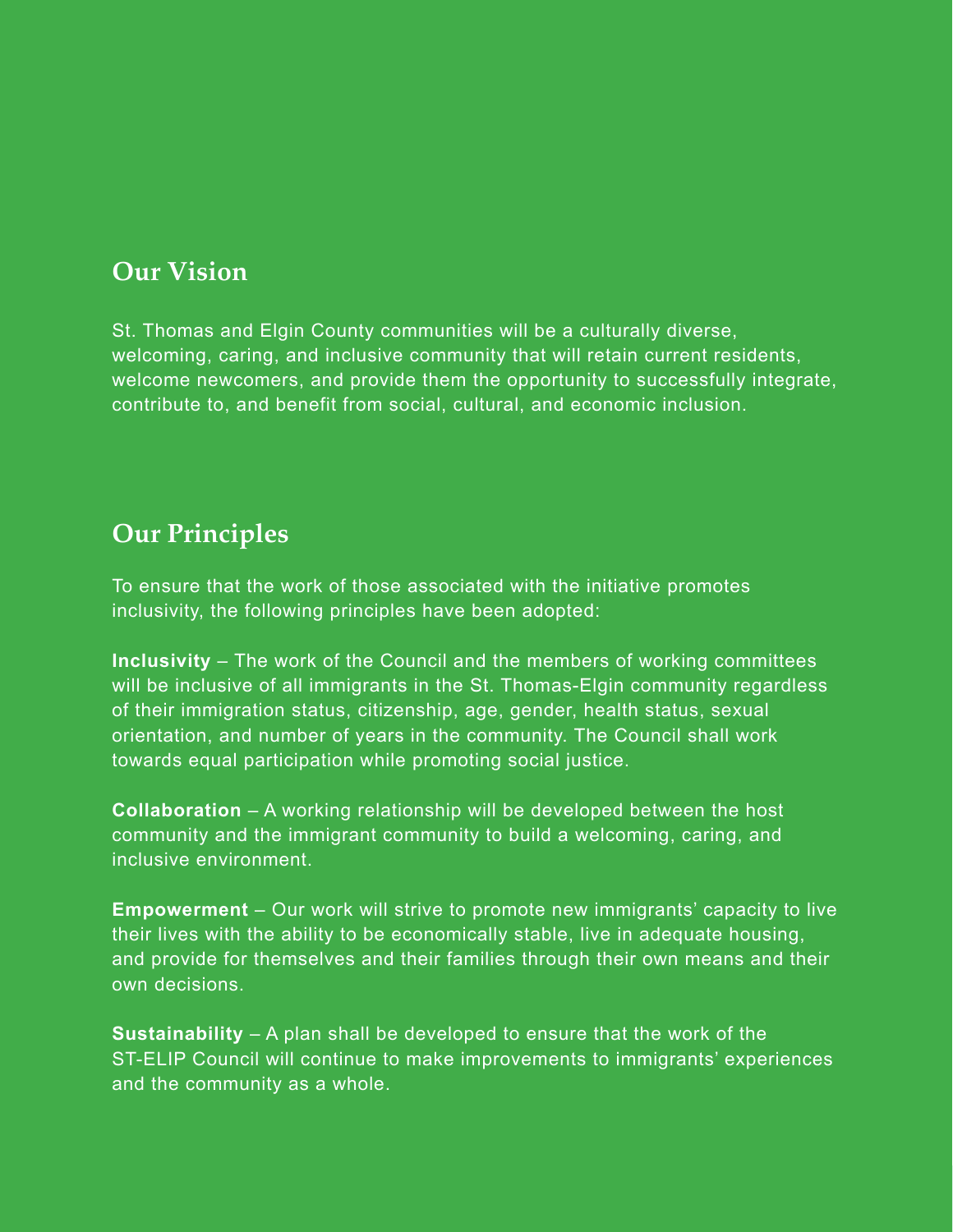## Our Vision

St. Thomas and Elgin County communities will be a culturally diverse, welcoming, caring, and inclusive community that will retain current residents, welcome newcomers, and provide them the opportunity to successfully integrate, contribute to, and benefit from social, cultural, and economic inclusion.

## Our Principles

To ensure that the work of those associated with the initiative promotes inclusivity, the following principles have been adopted:

**Inclusivity** – The work of the Council and the members of working committees will be inclusive of all immigrants in the St. Thomas-Elgin community regardless of their immigration status, citizenship, age, gender, health status, sexual orientation, and number of years in the community. The Council shall work towards equal participation while promoting social justice.

**Collaboration** – A working relationship will be developed between the host community and the immigrant community to build a welcoming, caring, and inclusive environment.

**Empowerment** – Our work will strive to promote new immigrants' capacity to live their lives with the ability to be economically stable, live in adequate housing, and provide for themselves and their families through their own means and their own decisions.

**Sustainability** – A plan shall be developed to ensure that the work of the ST-ELIP Council will continue to make improvements to immigrants' experiences and the community as a whole.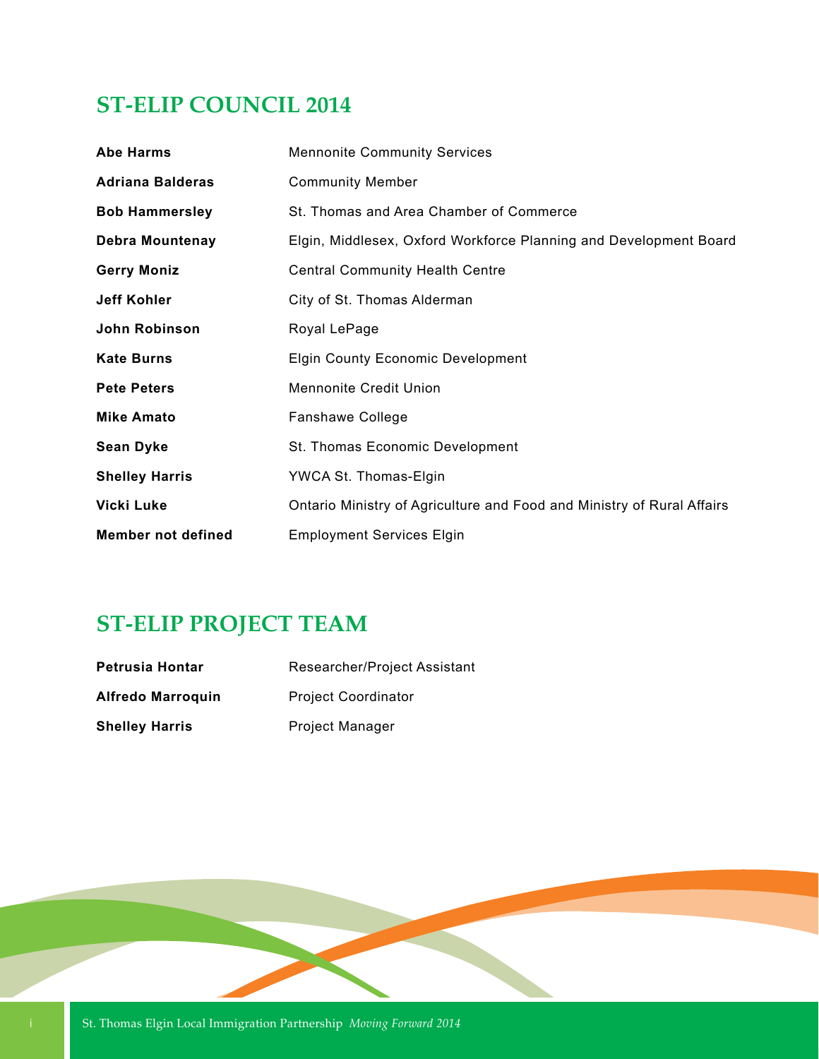## ST-ELIP COUNCIL 2014

| | |
|---|---|
| **Abe Harms** | Mennonite Community Services |
| **Adriana Balderas** | Community Member |
| **Bob Hammersley** | St. Thomas and Area Chamber of Commerce |
| **Debra Mountenay** | Elgin, Middlesex, Oxford Workforce Planning and Development Board |
| **Gerry Moniz** | Central Community Health Centre |
| **Jeff Kohler** | City of St. Thomas Alderman |
| **John Robinson** | Royal LePage |
| **Kate Burns** | Elgin County Economic Development |
| **Pete Peters** | Mennonite Credit Union |
| **Mike Amato** | Fanshawe College |
| **Sean Dyke** | St. Thomas Economic Development |
| **Shelley Harris** | YWCA St. Thomas-Elgin |
| **Vicki Luke** | Ontario Ministry of Agriculture and Food and Ministry of Rural Affairs |
| **Member not defined** | Employment Services Elgin |

## ST-ELIP PROJECT TEAM

| | |
|---|---|
| **Petrusia Hontar** | Researcher/Project Assistant |
| **Alfredo Marroquin** | Project Coordinator |
| **Shelley Harris** | Project Manager |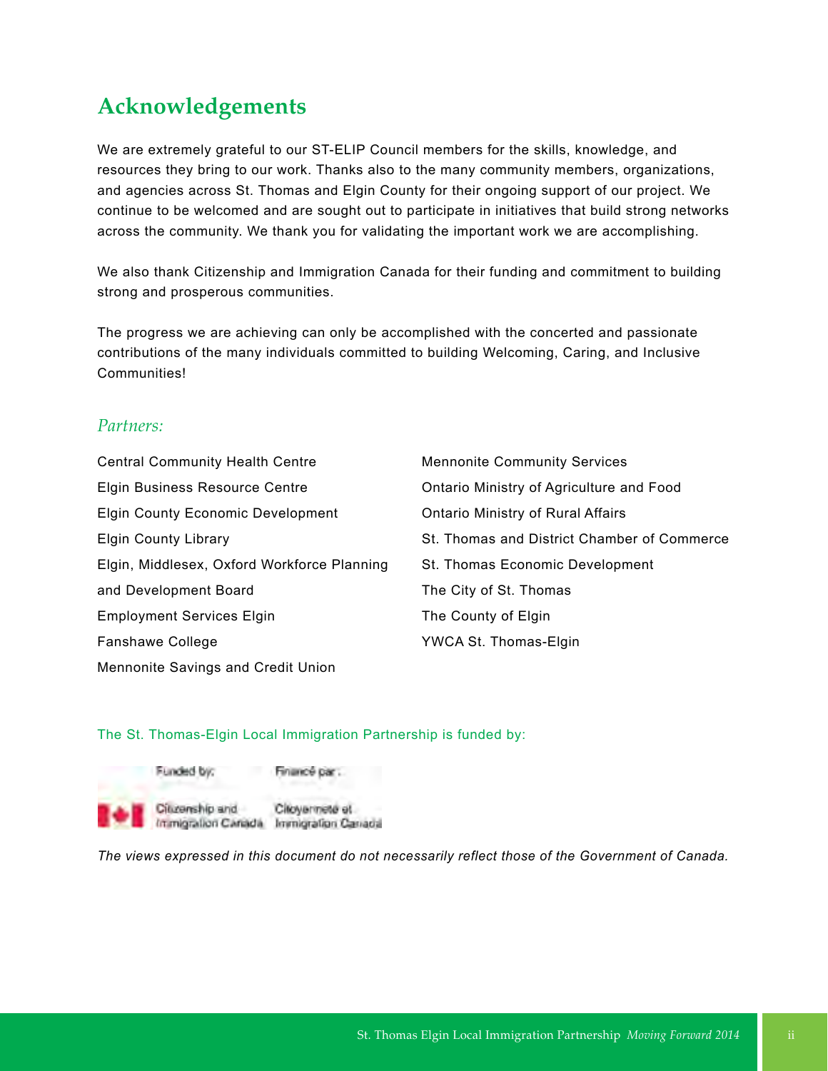# Acknowledgements

We are extremely grateful to our ST-ELIP Council members for the skills, knowledge, and resources they bring to our work. Thanks also to the many community members, organizations, and agencies across St. Thomas and Elgin County for their ongoing support of our project. We continue to be welcomed and are sought out to participate in initiatives that build strong networks across the community. We thank you for validating the important work we are accomplishing.

We also thank Citizenship and Immigration Canada for their funding and commitment to building strong and prosperous communities.

The progress we are achieving can only be accomplished with the concerted and passionate contributions of the many individuals committed to building Welcoming, Caring, and Inclusive Communities!

*Partners:*

Central Community Health Centre
Elgin Business Resource Centre
Elgin County Economic Development
Elgin County Library
Elgin, Middlesex, Oxford Workforce Planning and Development Board
Employment Services Elgin
Fanshawe College
Mennonite Savings and Credit Union
Mennonite Community Services
Ontario Ministry of Agriculture and Food
Ontario Ministry of Rural Affairs
St. Thomas and District Chamber of Commerce
St. Thomas Economic Development
The City of St. Thomas
The County of Elgin
YWCA St. Thomas-Elgin

The St. Thomas-Elgin Local Immigration Partnership is funded by:

Funded by: Citizenship and Immigration Canada
Financé par : Citoyenneté et Immigration Canada

*The views expressed in this document do not necessarily reflect those of the Government of Canada.*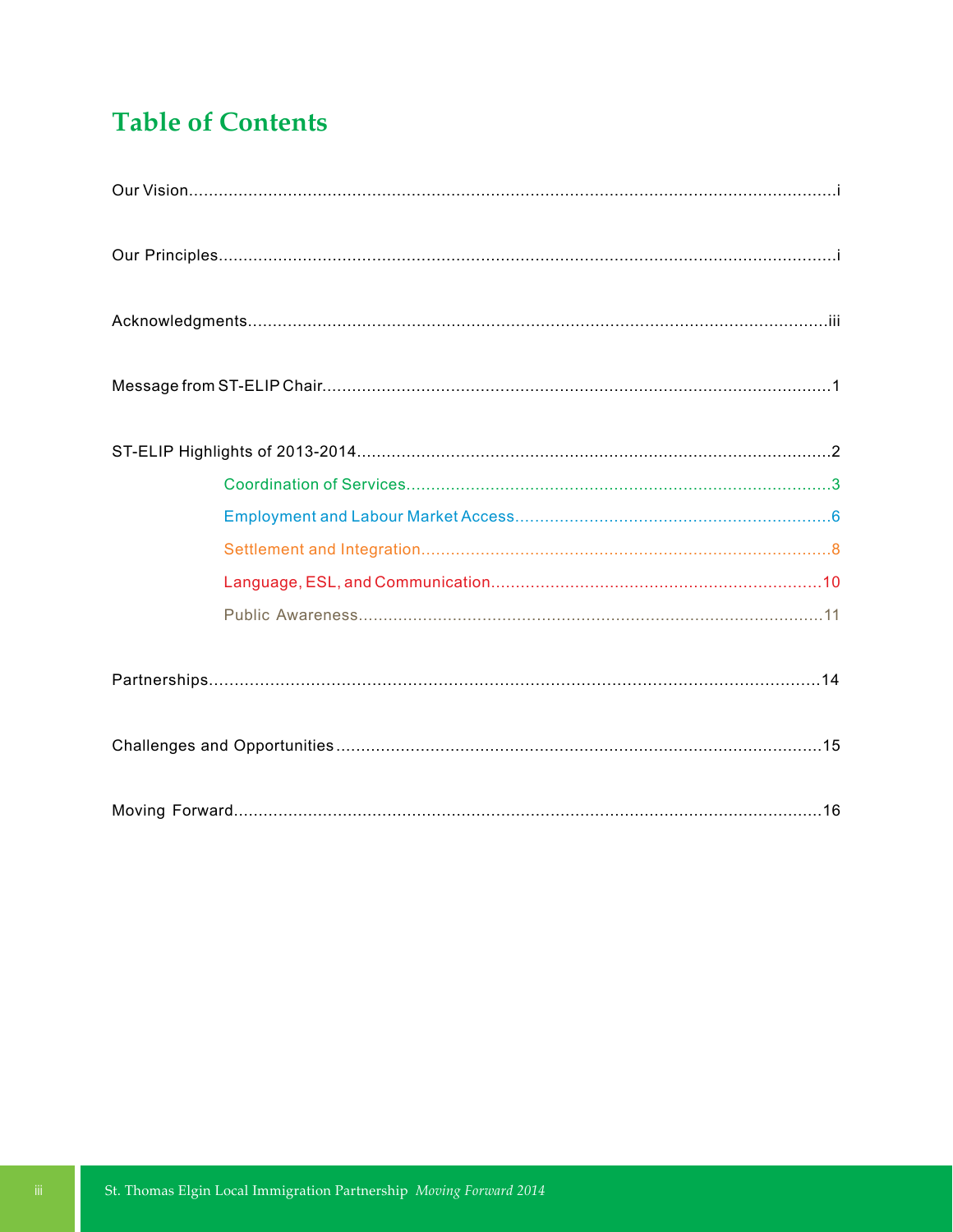# Table of Contents

Our Vision....................................................................................................................................i

Our Principles............................................................................................................................i

Acknowledgments...................................................................................................................iii

Message from ST-ELIP Chair.....................................................................................................1

ST-ELIP Highlights of 2013-2014...............................................................................................2

- Coordination of Services......................................................................................3
- Employment and Labour Market Access................................................................6
- Settlement and Integration...................................................................................8
- Language, ESL, and Communication...................................................................10
- Public Awareness...............................................................................................11

Partnerships...........................................................................................................................14

Challenges and Opportunities.................................................................................................15

Moving Forward.....................................................................................................................16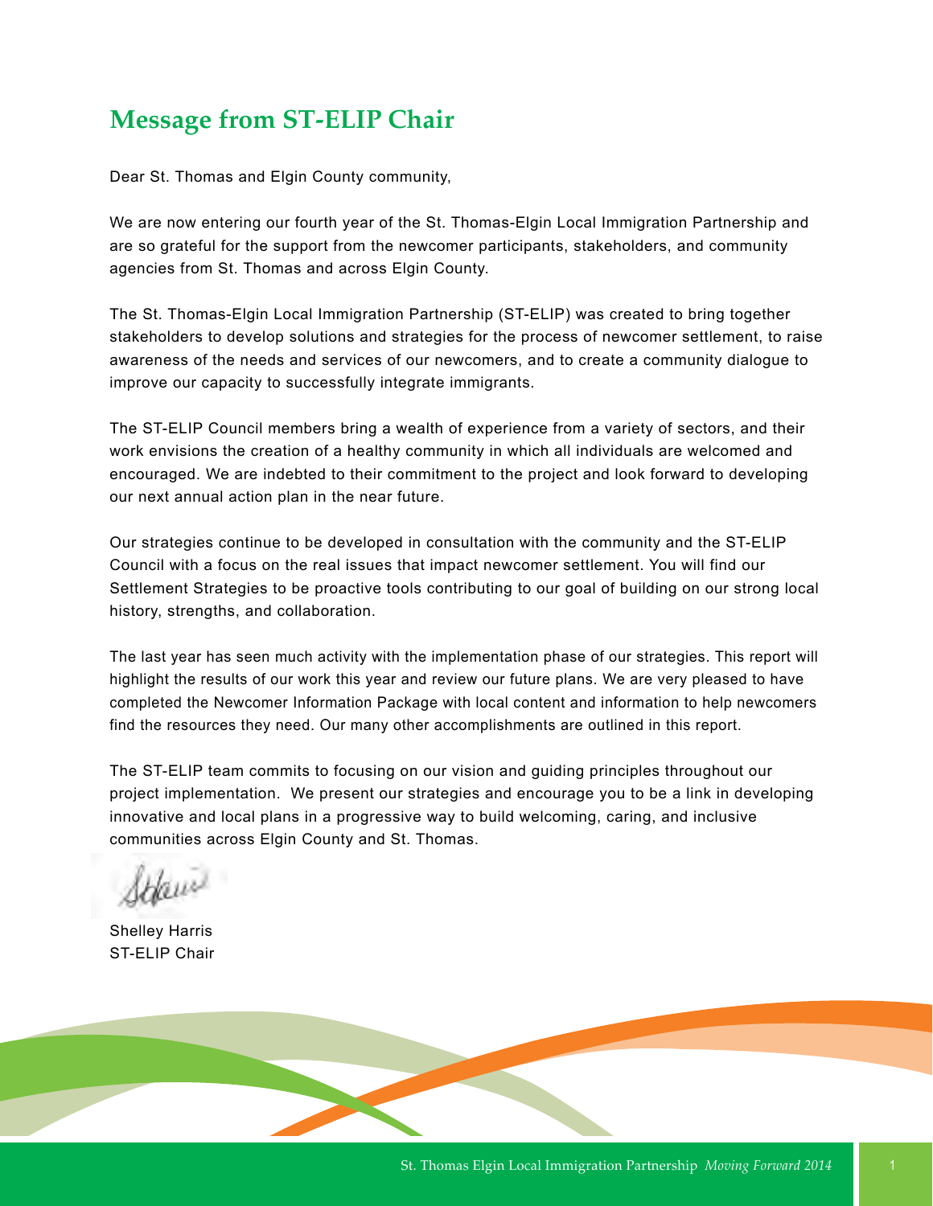## Message from ST-ELIP Chair

Dear St. Thomas and Elgin County community,

We are now entering our fourth year of the St. Thomas-Elgin Local Immigration Partnership and are so grateful for the support from the newcomer participants, stakeholders, and community agencies from St. Thomas and across Elgin County.

The St. Thomas-Elgin Local Immigration Partnership (ST-ELIP) was created to bring together stakeholders to develop solutions and strategies for the process of newcomer settlement, to raise awareness of the needs and services of our newcomers, and to create a community dialogue to improve our capacity to successfully integrate immigrants.

The ST-ELIP Council members bring a wealth of experience from a variety of sectors, and their work envisions the creation of a healthy community in which all individuals are welcomed and encouraged. We are indebted to their commitment to the project and look forward to developing our next annual action plan in the near future.

Our strategies continue to be developed in consultation with the community and the ST-ELIP Council with a focus on the real issues that impact newcomer settlement. You will find our Settlement Strategies to be proactive tools contributing to our goal of building on our strong local history, strengths, and collaboration.

The last year has seen much activity with the implementation phase of our strategies. This report will highlight the results of our work this year and review our future plans. We are very pleased to have completed the Newcomer Information Package with local content and information to help newcomers find the resources they need. Our many other accomplishments are outlined in this report.

The ST-ELIP team commits to focusing on our vision and guiding principles throughout our project implementation. We present our strategies and encourage you to be a link in developing innovative and local plans in a progressive way to build welcoming, caring, and inclusive communities across Elgin County and St. Thomas.

Shelley Harris
ST-ELIP Chair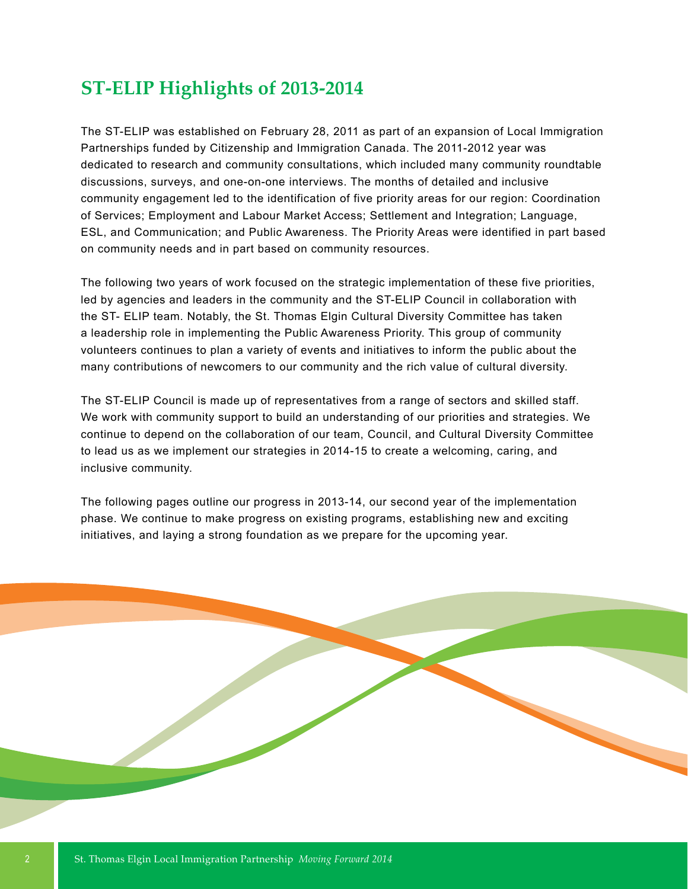## ST-ELIP Highlights of 2013-2014

The ST-ELIP was established on February 28, 2011 as part of an expansion of Local Immigration Partnerships funded by Citizenship and Immigration Canada. The 2011-2012 year was dedicated to research and community consultations, which included many community roundtable discussions, surveys, and one-on-one interviews. The months of detailed and inclusive community engagement led to the identification of five priority areas for our region: Coordination of Services; Employment and Labour Market Access; Settlement and Integration; Language, ESL, and Communication; and Public Awareness. The Priority Areas were identified in part based on community needs and in part based on community resources.

The following two years of work focused on the strategic implementation of these five priorities, led by agencies and leaders in the community and the ST-ELIP Council in collaboration with the ST- ELIP team. Notably, the St. Thomas Elgin Cultural Diversity Committee has taken a leadership role in implementing the Public Awareness Priority. This group of community volunteers continues to plan a variety of events and initiatives to inform the public about the many contributions of newcomers to our community and the rich value of cultural diversity.

The ST-ELIP Council is made up of representatives from a range of sectors and skilled staff. We work with community support to build an understanding of our priorities and strategies. We continue to depend on the collaboration of our team, Council, and Cultural Diversity Committee to lead us as we implement our strategies in 2014-15 to create a welcoming, caring, and inclusive community.

The following pages outline our progress in 2013-14, our second year of the implementation phase. We continue to make progress on existing programs, establishing new and exciting initiatives, and laying a strong foundation as we prepare for the upcoming year.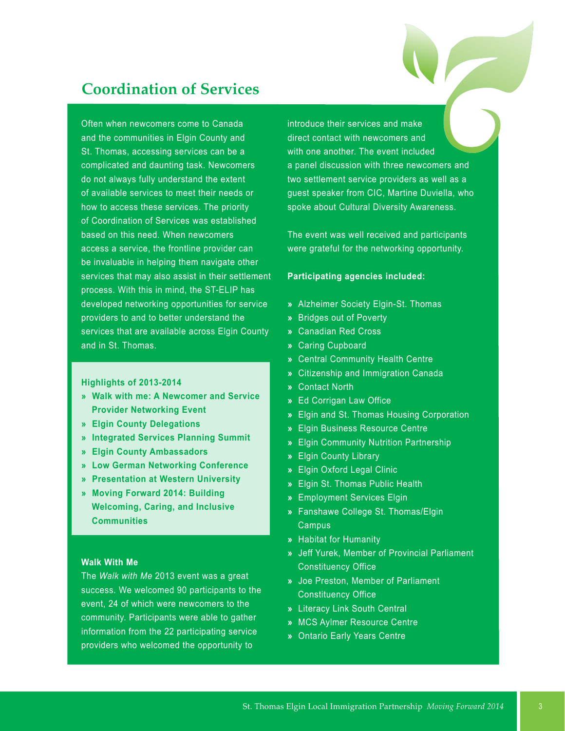## Coordination of Services

Often when newcomers come to Canada and the communities in Elgin County and St. Thomas, accessing services can be a complicated and daunting task. Newcomers do not always fully understand the extent of available services to meet their needs or how to access these services. The priority of Coordination of Services was established based on this need. When newcomers access a service, the frontline provider can be invaluable in helping them navigate other services that may also assist in their settlement process. With this in mind, the ST-ELIP has developed networking opportunities for service providers to and to better understand the services that are available across Elgin County and in St. Thomas.

**Highlights of 2013-2014**

- **Walk with me: A Newcomer and Service Provider Networking Event**
- **Elgin County Delegations**
- **Integrated Services Planning Summit**
- **Elgin County Ambassadors**
- **Low German Networking Conference**
- **Presentation at Western University**
- **Moving Forward 2014: Building Welcoming, Caring, and Inclusive Communities**

**Walk With Me**

The *Walk with Me* 2013 event was a great success. We welcomed 90 participants to the event, 24 of which were newcomers to the community. Participants were able to gather information from the 22 participating service providers who welcomed the opportunity to introduce their services and make direct contact with newcomers and with one another. The event included a panel discussion with three newcomers and two settlement service providers as well as a guest speaker from CIC, Martine Duviella, who spoke about Cultural Diversity Awareness.

The event was well received and participants were grateful for the networking opportunity.

**Participating agencies included:**

- Alzheimer Society Elgin-St. Thomas
- Bridges out of Poverty
- Canadian Red Cross
- Caring Cupboard
- Central Community Health Centre
- Citizenship and Immigration Canada
- Contact North
- Ed Corrigan Law Office
- Elgin and St. Thomas Housing Corporation
- Elgin Business Resource Centre
- Elgin Community Nutrition Partnership
- Elgin County Library
- Elgin Oxford Legal Clinic
- Elgin St. Thomas Public Health
- Employment Services Elgin
- Fanshawe College St. Thomas/Elgin Campus
- Habitat for Humanity
- Jeff Yurek, Member of Provincial Parliament Constituency Office
- Joe Preston, Member of Parliament Constituency Office
- Literacy Link South Central
- MCS Aylmer Resource Centre
- Ontario Early Years Centre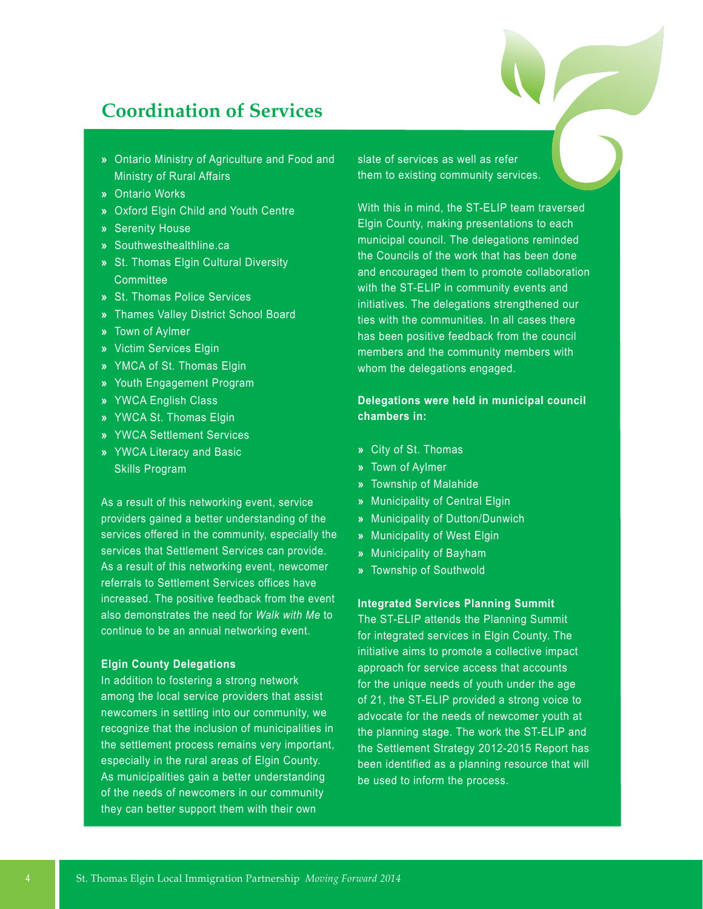## Coordination of Services

- Ontario Ministry of Agriculture and Food and Ministry of Rural Affairs
- Ontario Works
- Oxford Elgin Child and Youth Centre
- Serenity House
- Southwesthealthline.ca
- St. Thomas Elgin Cultural Diversity Committee
- St. Thomas Police Services
- Thames Valley District School Board
- Town of Aylmer
- Victim Services Elgin
- YMCA of St. Thomas Elgin
- Youth Engagement Program
- YWCA English Class
- YWCA St. Thomas Elgin
- YWCA Settlement Services
- YWCA Literacy and Basic Skills Program

As a result of this networking event, service providers gained a better understanding of the services offered in the community, especially the services that Settlement Services can provide. As a result of this networking event, newcomer referrals to Settlement Services offices have increased. The positive feedback from the event also demonstrates the need for *Walk with Me* to continue to be an annual networking event.

**Elgin County Delegations**

In addition to fostering a strong network among the local service providers that assist newcomers in settling into our community, we recognize that the inclusion of municipalities in the settlement process remains very important, especially in the rural areas of Elgin County. As municipalities gain a better understanding of the needs of newcomers in our community they can better support them with their own slate of services as well as refer them to existing community services.

With this in mind, the ST-ELIP team traversed Elgin County, making presentations to each municipal council. The delegations reminded the Councils of the work that has been done and encouraged them to promote collaboration with the ST-ELIP in community events and initiatives. The delegations strengthened our ties with the communities. In all cases there has been positive feedback from the council members and the community members with whom the delegations engaged.

**Delegations were held in municipal council chambers in:**

- City of St. Thomas
- Town of Aylmer
- Township of Malahide
- Municipality of Central Elgin
- Municipality of Dutton/Dunwich
- Municipality of West Elgin
- Municipality of Bayham
- Township of Southwold

**Integrated Services Planning Summit**

The ST-ELIP attends the Planning Summit for integrated services in Elgin County. The initiative aims to promote a collective impact approach for service access that accounts for the unique needs of youth under the age of 21, the ST-ELIP provided a strong voice to advocate for the needs of newcomer youth at the planning stage. The work the ST-ELIP and the Settlement Strategy 2012-2015 Report has been identified as a planning resource that will be used to inform the process.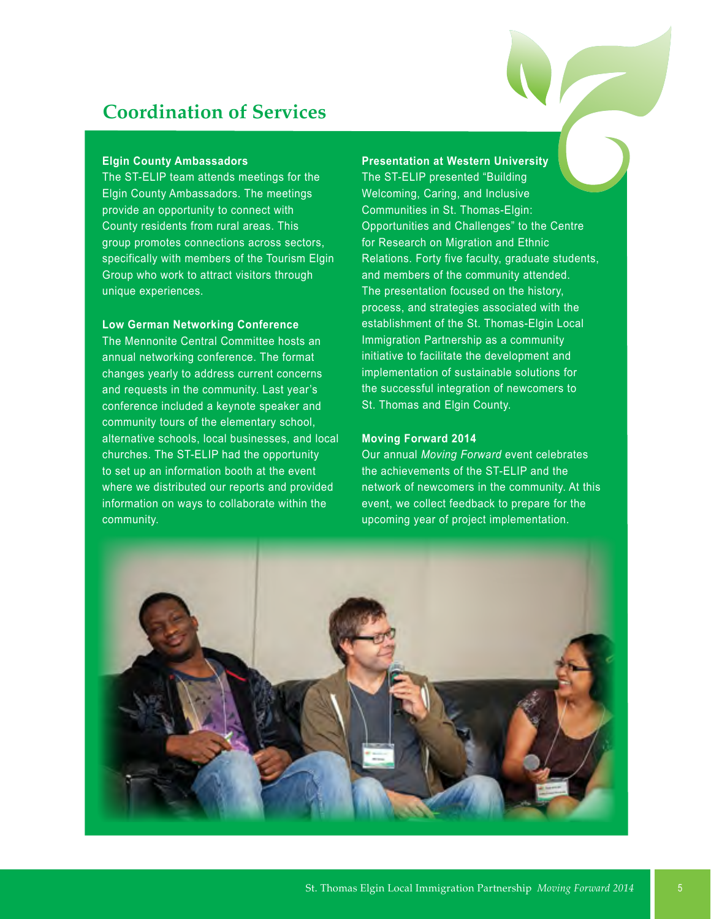## Coordination of Services

**Elgin County Ambassadors**

The ST-ELIP team attends meetings for the Elgin County Ambassadors. The meetings provide an opportunity to connect with County residents from rural areas. This group promotes connections across sectors, specifically with members of the Tourism Elgin Group who work to attract visitors through unique experiences.

**Low German Networking Conference**

The Mennonite Central Committee hosts an annual networking conference. The format changes yearly to address current concerns and requests in the community. Last year's conference included a keynote speaker and community tours of the elementary school, alternative schools, local businesses, and local churches. The ST-ELIP had the opportunity to set up an information booth at the event where we distributed our reports and provided information on ways to collaborate within the community.

**Presentation at Western University**

The ST-ELIP presented "Building Welcoming, Caring, and Inclusive Communities in St. Thomas-Elgin: Opportunities and Challenges" to the Centre for Research on Migration and Ethnic Relations. Forty five faculty, graduate students, and members of the community attended. The presentation focused on the history, process, and strategies associated with the establishment of the St. Thomas-Elgin Local Immigration Partnership as a community initiative to facilitate the development and implementation of sustainable solutions for the successful integration of newcomers to St. Thomas and Elgin County.

**Moving Forward 2014**

Our annual *Moving Forward* event celebrates the achievements of the ST-ELIP and the network of newcomers in the community. At this event, we collect feedback to prepare for the upcoming year of project implementation.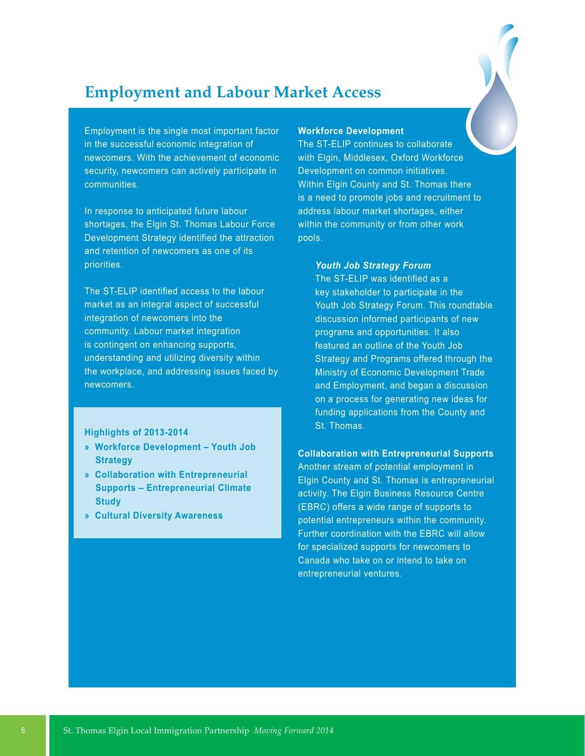## Employment and Labour Market Access

Employment is the single most important factor in the successful economic integration of newcomers. With the achievement of economic security, newcomers can actively participate in communities.

In response to anticipated future labour shortages, the Elgin St. Thomas Labour Force Development Strategy identified the attraction and retention of newcomers as one of its priorities.

The ST-ELIP identified access to the labour market as an integral aspect of successful integration of newcomers into the community. Labour market integration is contingent on enhancing supports, understanding and utilizing diversity within the workplace, and addressing issues faced by newcomers.

**Highlights of 2013-2014**

- **Workforce Development – Youth Job Strategy**
- **Collaboration with Entrepreneurial Supports – Entrepreneurial Climate Study**
- **Cultural Diversity Awareness**

**Workforce Development**

The ST-ELIP continues to collaborate with Elgin, Middlesex, Oxford Workforce Development on common initiatives. Within Elgin County and St. Thomas there is a need to promote jobs and recruitment to address labour market shortages, either within the community or from other work pools.

***Youth Job Strategy Forum***

The ST-ELIP was identified as a key stakeholder to participate in the Youth Job Strategy Forum. This roundtable discussion informed participants of new programs and opportunities. It also featured an outline of the Youth Job Strategy and Programs offered through the Ministry of Economic Development Trade and Employment, and began a discussion on a process for generating new ideas for funding applications from the County and St. Thomas.

**Collaboration with Entrepreneurial Supports**

Another stream of potential employment in Elgin County and St. Thomas is entrepreneurial activity. The Elgin Business Resource Centre (EBRC) offers a wide range of supports to potential entrepreneurs within the community. Further coordination with the EBRC will allow for specialized supports for newcomers to Canada who take on or intend to take on entrepreneurial ventures.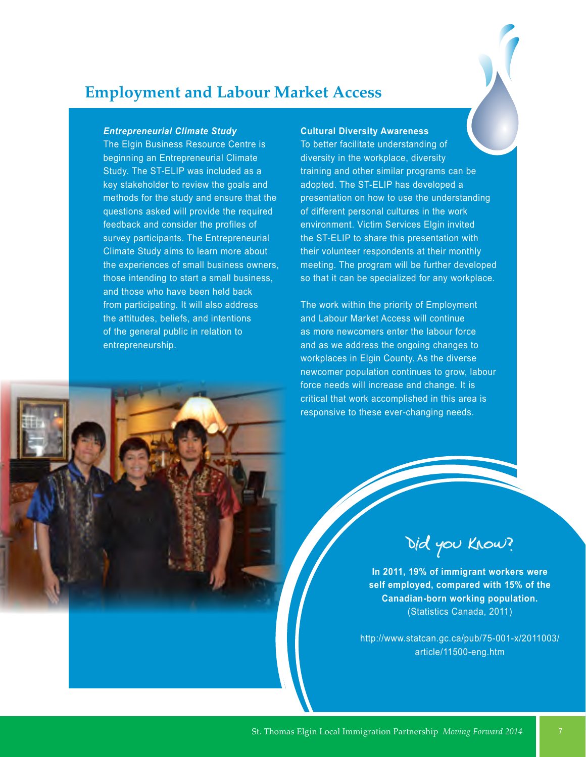## Employment and Labour Market Access

***Entrepreneurial Climate Study***

The Elgin Business Resource Centre is beginning an Entrepreneurial Climate Study. The ST-ELIP was included as a key stakeholder to review the goals and methods for the study and ensure that the questions asked will provide the required feedback and consider the profiles of survey participants. The Entrepreneurial Climate Study aims to learn more about the experiences of small business owners, those intending to start a small business, and those who have been held back from participating. It will also address the attitudes, beliefs, and intentions of the general public in relation to entrepreneurship.

**Cultural Diversity Awareness**

To better facilitate understanding of diversity in the workplace, diversity training and other similar programs can be adopted. The ST-ELIP has developed a presentation on how to use the understanding of different personal cultures in the work environment. Victim Services Elgin invited the ST-ELIP to share this presentation with their volunteer respondents at their monthly meeting. The program will be further developed so that it can be specialized for any workplace.

The work within the priority of Employment and Labour Market Access will continue as more newcomers enter the labour force and as we address the ongoing changes to workplaces in Elgin County. As the diverse newcomer population continues to grow, labour force needs will increase and change. It is critical that work accomplished in this area is responsive to these ever-changing needs.

### Did you Know?

**In 2011, 19% of immigrant workers were self employed, compared with 15% of the Canadian-born working population.** (Statistics Canada, 2011)

http://www.statcan.gc.ca/pub/75-001-x/2011003/article/11500-eng.htm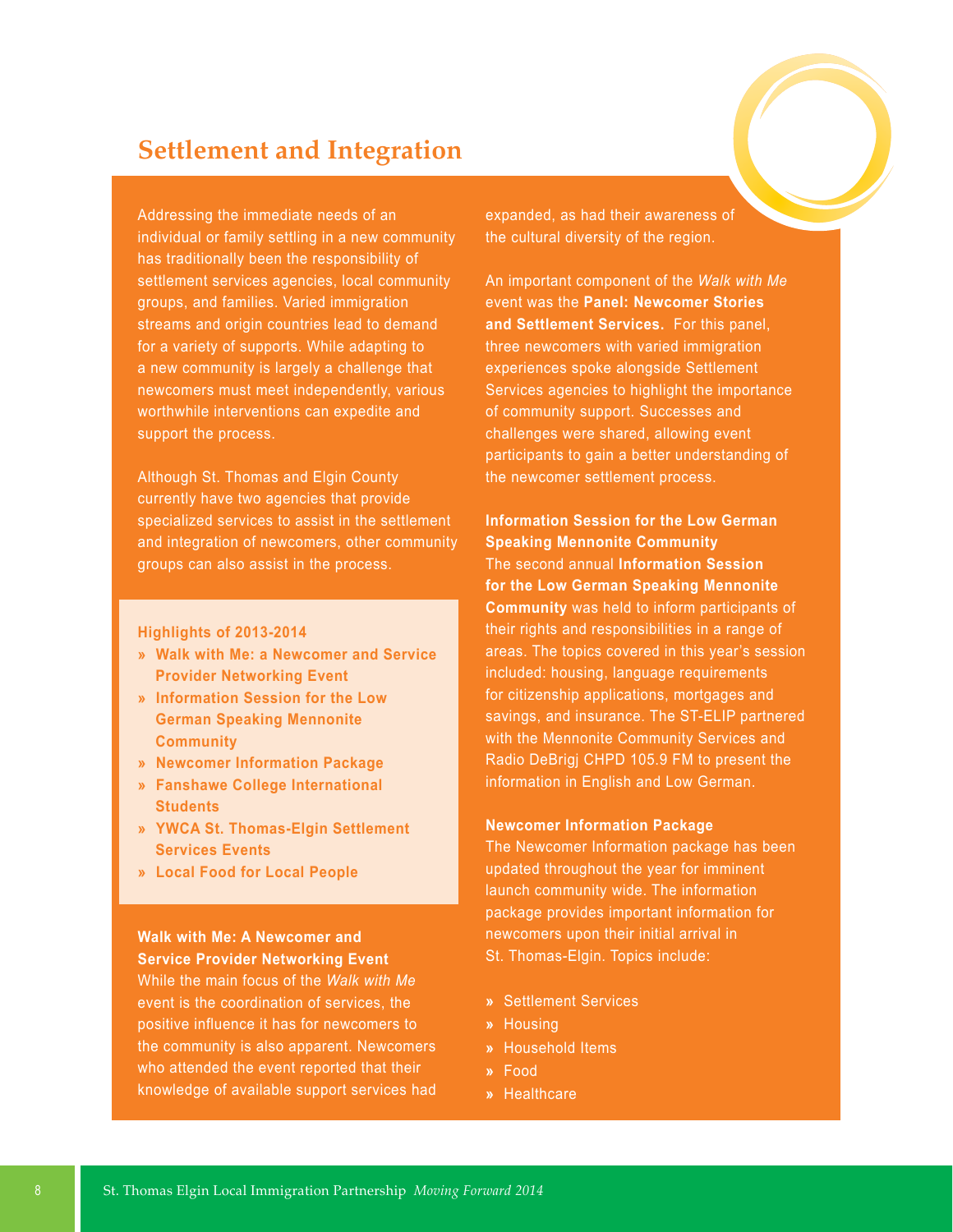## Settlement and Integration

Addressing the immediate needs of an individual or family settling in a new community has traditionally been the responsibility of settlement services agencies, local community groups, and families. Varied immigration streams and origin countries lead to demand for a variety of supports. While adapting to a new community is largely a challenge that newcomers must meet independently, various worthwhile interventions can expedite and support the process.

Although St. Thomas and Elgin County currently have two agencies that provide specialized services to assist in the settlement and integration of newcomers, other community groups can also assist in the process.

**Highlights of 2013-2014**

- **Walk with Me: a Newcomer and Service Provider Networking Event**
- **Information Session for the Low German Speaking Mennonite Community**
- **Newcomer Information Package**
- **Fanshawe College International Students**
- **YWCA St. Thomas-Elgin Settlement Services Events**
- **Local Food for Local People**

**Walk with Me: A Newcomer and Service Provider Networking Event**

While the main focus of the *Walk with Me* event is the coordination of services, the positive influence it has for newcomers to the community is also apparent. Newcomers who attended the event reported that their knowledge of available support services had expanded, as had their awareness of the cultural diversity of the region.

An important component of the *Walk with Me* event was the **Panel: Newcomer Stories and Settlement Services.** For this panel, three newcomers with varied immigration experiences spoke alongside Settlement Services agencies to highlight the importance of community support. Successes and challenges were shared, allowing event participants to gain a better understanding of the newcomer settlement process.

**Information Session for the Low German Speaking Mennonite Community**

The second annual **Information Session for the Low German Speaking Mennonite Community** was held to inform participants of their rights and responsibilities in a range of areas. The topics covered in this year's session included: housing, language requirements for citizenship applications, mortgages and savings, and insurance. The ST-ELIP partnered with the Mennonite Community Services and Radio DeBrigj CHPD 105.9 FM to present the information in English and Low German.

**Newcomer Information Package**

The Newcomer Information package has been updated throughout the year for imminent launch community wide. The information package provides important information for newcomers upon their initial arrival in St. Thomas-Elgin. Topics include:

- Settlement Services
- Housing
- Household Items
- Food
- Healthcare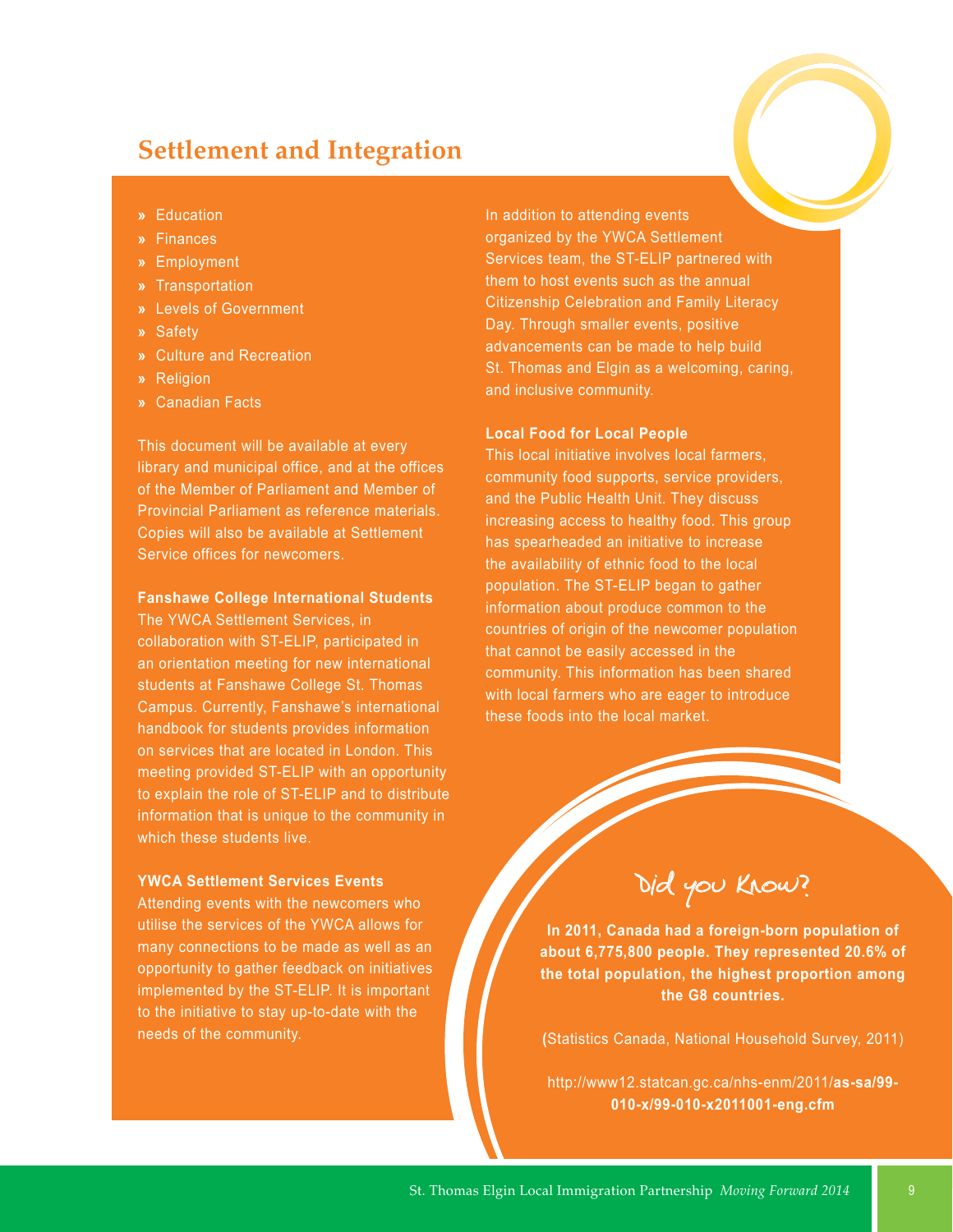## Settlement and Integration

- Education
- Finances
- Employment
- Transportation
- Levels of Government
- Safety
- Culture and Recreation
- Religion
- Canadian Facts

This document will be available at every library and municipal office, and at the offices of the Member of Parliament and Member of Provincial Parliament as reference materials. Copies will also be available at Settlement Service offices for newcomers.

**Fanshawe College International Students**

The YWCA Settlement Services, in collaboration with ST-ELIP, participated in an orientation meeting for new international students at Fanshawe College St. Thomas Campus. Currently, Fanshawe's international handbook for students provides information on services that are located in London. This meeting provided ST-ELIP with an opportunity to explain the role of ST-ELIP and to distribute information that is unique to the community in which these students live.

**YWCA Settlement Services Events**

Attending events with the newcomers who utilise the services of the YWCA allows for many connections to be made as well as an opportunity to gather feedback on initiatives implemented by the ST-ELIP. It is important to the initiative to stay up-to-date with the needs of the community.

In addition to attending events organized by the YWCA Settlement Services team, the ST-ELIP partnered with them to host events such as the annual Citizenship Celebration and Family Literacy Day. Through smaller events, positive advancements can be made to help build St. Thomas and Elgin as a welcoming, caring, and inclusive community.

**Local Food for Local People**

This local initiative involves local farmers, community food supports, service providers, and the Public Health Unit. They discuss increasing access to healthy food. This group has spearheaded an initiative to increase the availability of ethnic food to the local population. The ST-ELIP began to gather information about produce common to the countries of origin of the newcomer population that cannot be easily accessed in the community. This information has been shared with local farmers who are eager to introduce these foods into the local market.

### Did you Know?

**In 2011, Canada had a foreign-born population of about 6,775,800 people. They represented 20.6% of the total population, the highest proportion among the G8 countries.**

(Statistics Canada, National Household Survey, 2011)

http://www12.statcan.gc.ca/nhs-enm/2011/**as-sa/99-010-x/99-010-x2011001-eng.cfm**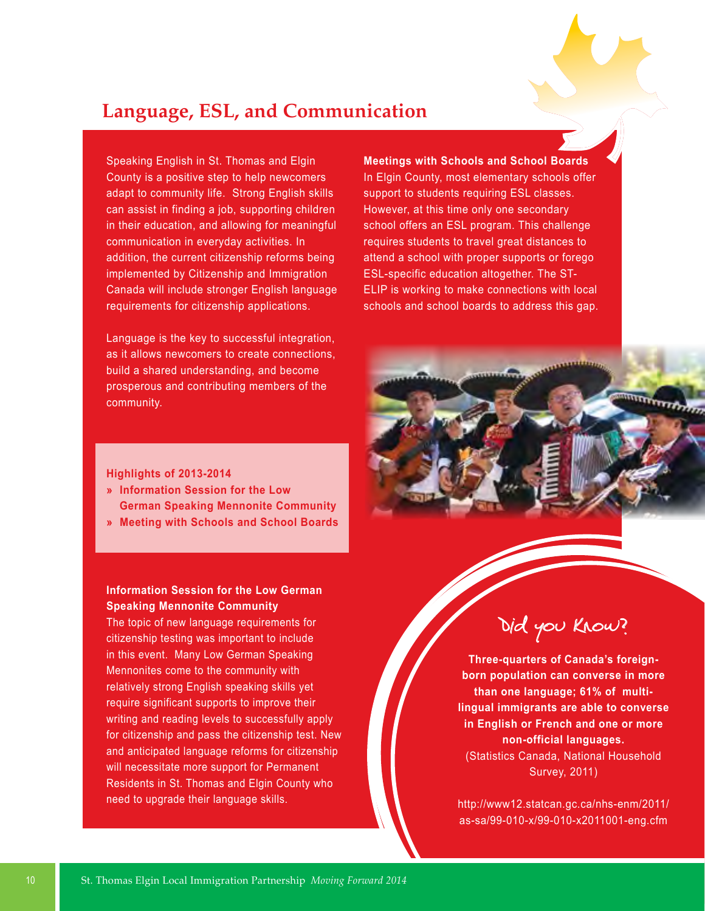## Language, ESL, and Communication

Speaking English in St. Thomas and Elgin County is a positive step to help newcomers adapt to community life. Strong English skills can assist in finding a job, supporting children in their education, and allowing for meaningful communication in everyday activities. In addition, the current citizenship reforms being implemented by Citizenship and Immigration Canada will include stronger English language requirements for citizenship applications.

Language is the key to successful integration, as it allows newcomers to create connections, build a shared understanding, and become prosperous and contributing members of the community.

**Highlights of 2013-2014**

- **Information Session for the Low German Speaking Mennonite Community**
- **Meeting with Schools and School Boards**

**Information Session for the Low German Speaking Mennonite Community**

The topic of new language requirements for citizenship testing was important to include in this event. Many Low German Speaking Mennonites come to the community with relatively strong English speaking skills yet require significant supports to improve their writing and reading levels to successfully apply for citizenship and pass the citizenship test. New and anticipated language reforms for citizenship will necessitate more support for Permanent Residents in St. Thomas and Elgin County who need to upgrade their language skills.

**Meetings with Schools and School Boards**

In Elgin County, most elementary schools offer support to students requiring ESL classes. However, at this time only one secondary school offers an ESL program. This challenge requires students to travel great distances to attend a school with proper supports or forego ESL-specific education altogether. The ST-ELIP is working to make connections with local schools and school boards to address this gap.

### Did you Know?

**Three-quarters of Canada's foreign-born population can converse in more than one language; 61% of multi-lingual immigrants are able to converse in English or French and one or more non-official languages.**

(Statistics Canada, National Household Survey, 2011)

http://www12.statcan.gc.ca/nhs-enm/2011/as-sa/99-010-x/99-010-x2011001-eng.cfm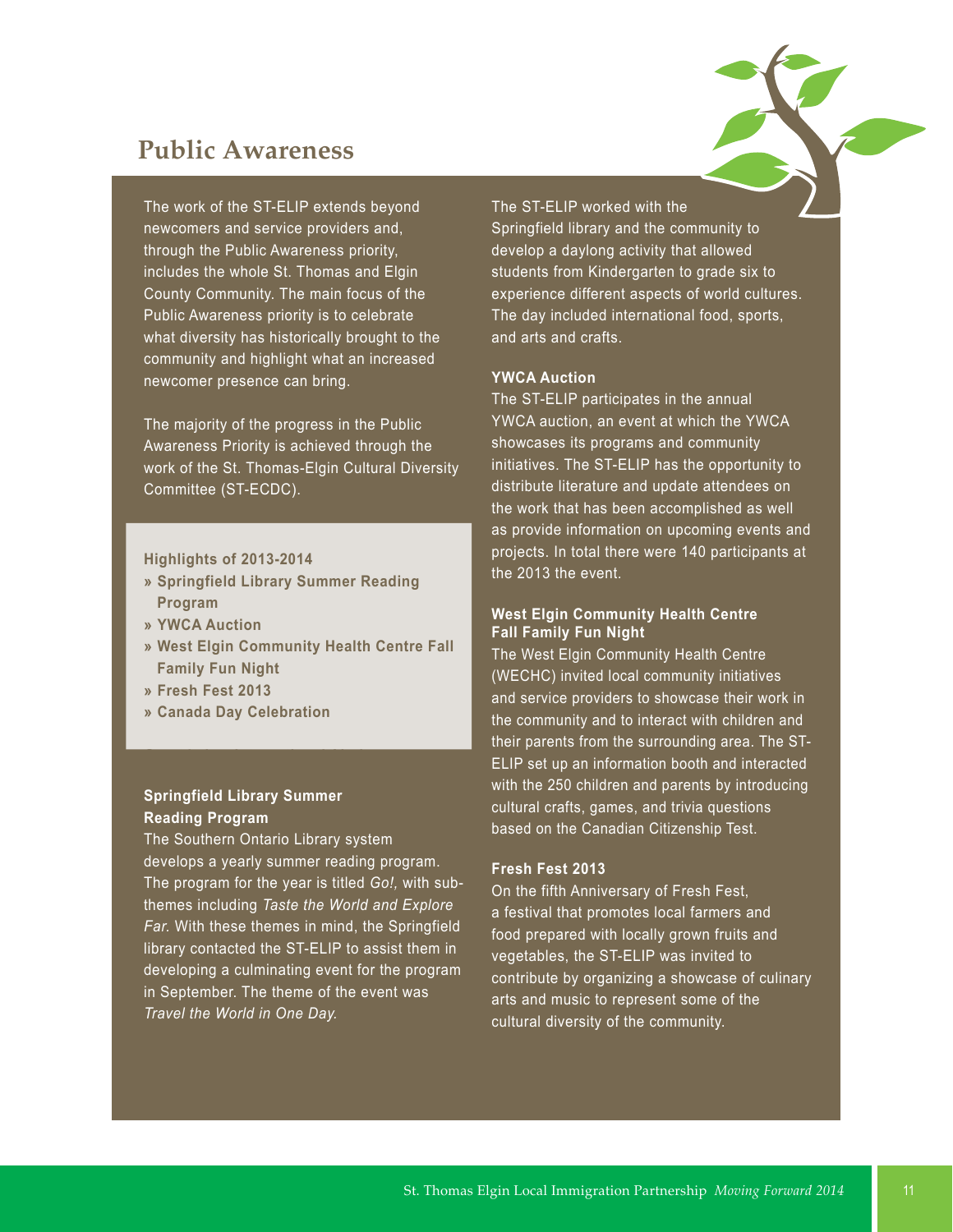## Public Awareness

The work of the ST-ELIP extends beyond newcomers and service providers and, through the Public Awareness priority, includes the whole St. Thomas and Elgin County Community. The main focus of the Public Awareness priority is to celebrate what diversity has historically brought to the community and highlight what an increased newcomer presence can bring.

The majority of the progress in the Public Awareness Priority is achieved through the work of the St. Thomas-Elgin Cultural Diversity Committee (ST-ECDC).

**Highlights of 2013-2014**

- **Springfield Library Summer Reading Program**
- **YWCA Auction**
- **West Elgin Community Health Centre Fall Family Fun Night**
- **Fresh Fest 2013**
- **Canada Day Celebration**

**Springfield Library Summer Reading Program**

The Southern Ontario Library system develops a yearly summer reading program. The program for the year is titled *Go!,* with sub-themes including *Taste the World and Explore Far*. With these themes in mind, the Springfield library contacted the ST-ELIP to assist them in developing a culminating event for the program in September. The theme of the event was *Travel the World in One Day.*

The ST-ELIP worked with the Springfield library and the community to develop a daylong activity that allowed students from Kindergarten to grade six to experience different aspects of world cultures. The day included international food, sports, and arts and crafts.

**YWCA Auction**

The ST-ELIP participates in the annual YWCA auction, an event at which the YWCA showcases its programs and community initiatives. The ST-ELIP has the opportunity to distribute literature and update attendees on the work that has been accomplished as well as provide information on upcoming events and projects. In total there were 140 participants at the 2013 the event.

**West Elgin Community Health Centre Fall Family Fun Night**

The West Elgin Community Health Centre (WECHC) invited local community initiatives and service providers to showcase their work in the community and to interact with children and their parents from the surrounding area. The ST-ELIP set up an information booth and interacted with the 250 children and parents by introducing cultural crafts, games, and trivia questions based on the Canadian Citizenship Test.

**Fresh Fest 2013**

On the fifth Anniversary of Fresh Fest, a festival that promotes local farmers and food prepared with locally grown fruits and vegetables, the ST-ELIP was invited to contribute by organizing a showcase of culinary arts and music to represent some of the cultural diversity of the community.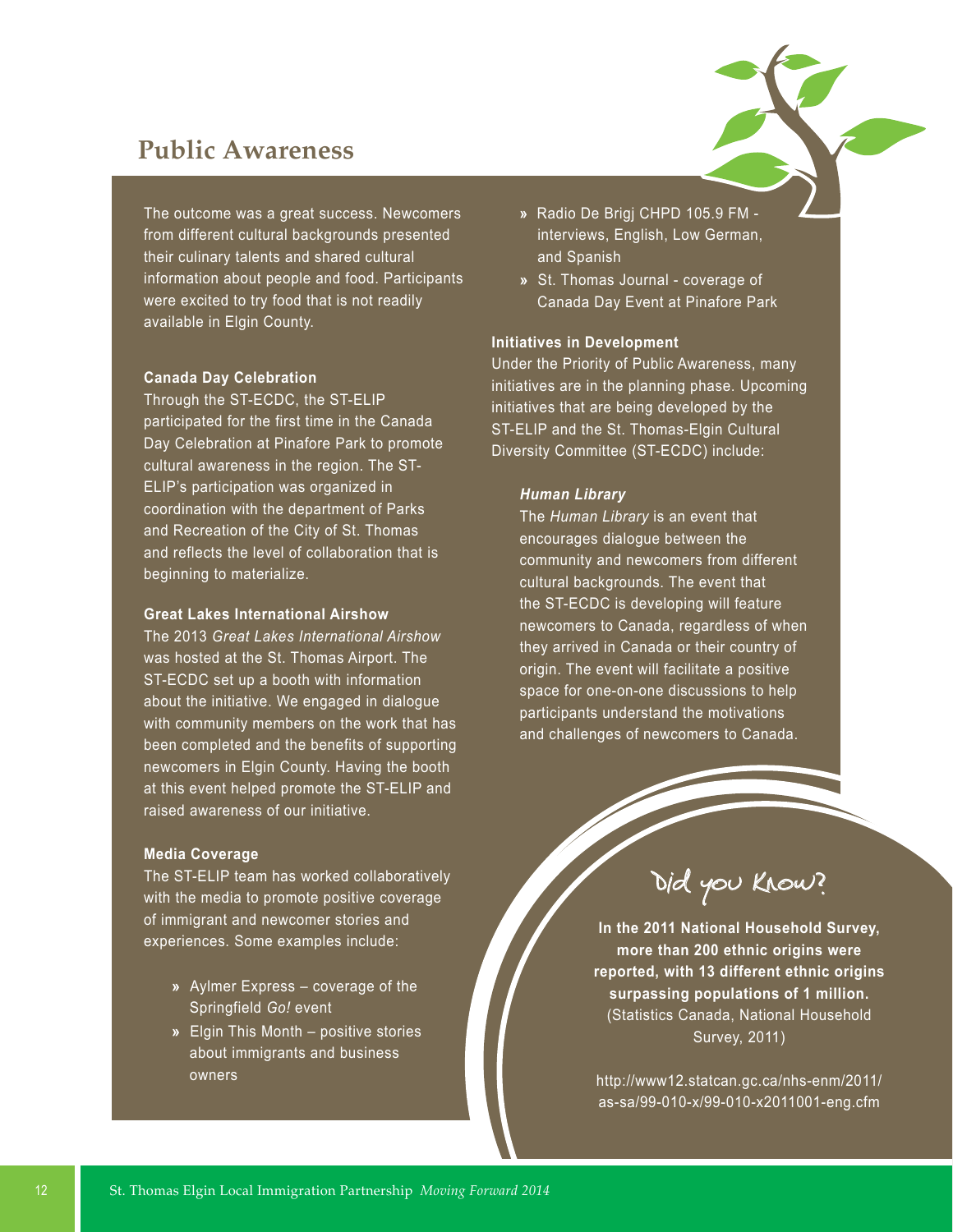## Public Awareness

The outcome was a great success. Newcomers from different cultural backgrounds presented their culinary talents and shared cultural information about people and food. Participants were excited to try food that is not readily available in Elgin County.

**Canada Day Celebration**

Through the ST-ECDC, the ST-ELIP participated for the first time in the Canada Day Celebration at Pinafore Park to promote cultural awareness in the region. The ST-ELIP's participation was organized in coordination with the department of Parks and Recreation of the City of St. Thomas and reflects the level of collaboration that is beginning to materialize.

**Great Lakes International Airshow**

The 2013 *Great Lakes International Airshow* was hosted at the St. Thomas Airport. The ST-ECDC set up a booth with information about the initiative. We engaged in dialogue with community members on the work that has been completed and the benefits of supporting newcomers in Elgin County. Having the booth at this event helped promote the ST-ELIP and raised awareness of our initiative.

**Media Coverage**

The ST-ELIP team has worked collaboratively with the media to promote positive coverage of immigrant and newcomer stories and experiences. Some examples include:

- Aylmer Express – coverage of the Springfield *Go!* event
- Elgin This Month – positive stories about immigrants and business owners
- Radio De Brigj CHPD 105.9 FM - interviews, English, Low German, and Spanish
- St. Thomas Journal - coverage of Canada Day Event at Pinafore Park

**Initiatives in Development**

Under the Priority of Public Awareness, many initiatives are in the planning phase. Upcoming initiatives that are being developed by the ST-ELIP and the St. Thomas-Elgin Cultural Diversity Committee (ST-ECDC) include:

***Human Library***

The *Human Library* is an event that encourages dialogue between the community and newcomers from different cultural backgrounds. The event that the ST-ECDC is developing will feature newcomers to Canada, regardless of when they arrived in Canada or their country of origin. The event will facilitate a positive space for one-on-one discussions to help participants understand the motivations and challenges of newcomers to Canada.

### Did you Know?

**In the 2011 National Household Survey, more than 200 ethnic origins were reported, with 13 different ethnic origins surpassing populations of 1 million.** (Statistics Canada, National Household Survey, 2011)

http://www12.statcan.gc.ca/nhs-enm/2011/as-sa/99-010-x/99-010-x2011001-eng.cfm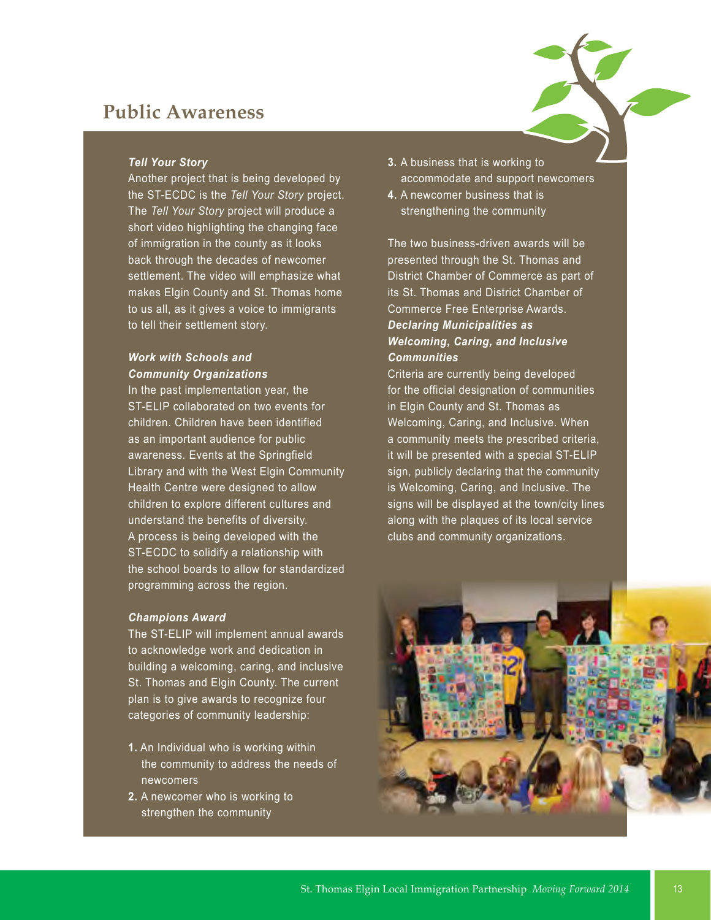# Public Awareness

### *Tell Your Story*

Another project that is being developed by the ST-ECDC is the *Tell Your Story* project. The *Tell Your Story* project will produce a short video highlighting the changing face of immigration in the county as it looks back through the decades of newcomer settlement. The video will emphasize what makes Elgin County and St. Thomas home to us all, as it gives a voice to immigrants to tell their settlement story.

### *Work with Schools and Community Organizations*

In the past implementation year, the ST-ELIP collaborated on two events for children. Children have been identified as an important audience for public awareness. Events at the Springfield Library and with the West Elgin Community Health Centre were designed to allow children to explore different cultures and understand the benefits of diversity. A process is being developed with the ST-ECDC to solidify a relationship with the school boards to allow for standardized programming across the region.

### *Champions Award*

The ST-ELIP will implement annual awards to acknowledge work and dedication in building a welcoming, caring, and inclusive St. Thomas and Elgin County. The current plan is to give awards to recognize four categories of community leadership:

1. An Individual who is working within the community to address the needs of newcomers
2. A newcomer who is working to strengthen the community
3. A business that is working to accommodate and support newcomers
4. A newcomer business that is strengthening the community

The two business-driven awards will be presented through the St. Thomas and District Chamber of Commerce as part of its St. Thomas and District Chamber of Commerce Free Enterprise Awards.

### *Declaring Municipalities as Welcoming, Caring, and Inclusive Communities*

Criteria are currently being developed for the official designation of communities in Elgin County and St. Thomas as Welcoming, Caring, and Inclusive. When a community meets the prescribed criteria, it will be presented with a special ST-ELIP sign, publicly declaring that the community is Welcoming, Caring, and Inclusive. The signs will be displayed at the town/city lines along with the plaques of its local service clubs and community organizations.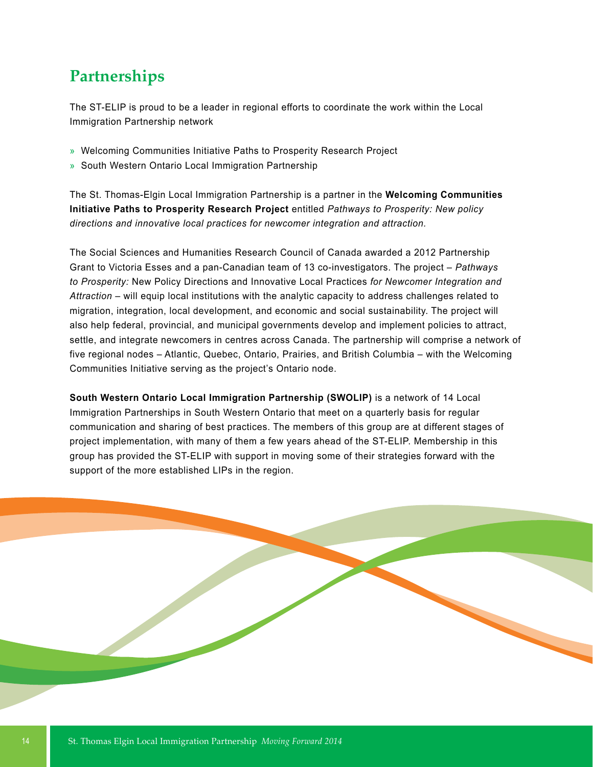## Partnerships

The ST-ELIP is proud to be a leader in regional efforts to coordinate the work within the Local Immigration Partnership network

» Welcoming Communities Initiative Paths to Prosperity Research Project
» South Western Ontario Local Immigration Partnership

The St. Thomas-Elgin Local Immigration Partnership is a partner in the **Welcoming Communities Initiative Paths to Prosperity Research Project** entitled *Pathways to Prosperity: New policy directions and innovative local practices for newcomer integration and attraction.*

The Social Sciences and Humanities Research Council of Canada awarded a 2012 Partnership Grant to Victoria Esses and a pan-Canadian team of 13 co-investigators. The project – *Pathways to Prosperity:* New Policy Directions and Innovative Local Practices *for Newcomer Integration and Attraction* – will equip local institutions with the analytic capacity to address challenges related to migration, integration, local development, and economic and social sustainability. The project will also help federal, provincial, and municipal governments develop and implement policies to attract, settle, and integrate newcomers in centres across Canada. The partnership will comprise a network of five regional nodes – Atlantic, Quebec, Ontario, Prairies, and British Columbia – with the Welcoming Communities Initiative serving as the project's Ontario node.

**South Western Ontario Local Immigration Partnership (SWOLIP)** is a network of 14 Local Immigration Partnerships in South Western Ontario that meet on a quarterly basis for regular communication and sharing of best practices. The members of this group are at different stages of project implementation, with many of them a few years ahead of the ST-ELIP. Membership in this group has provided the ST-ELIP with support in moving some of their strategies forward with the support of the more established LIPs in the region.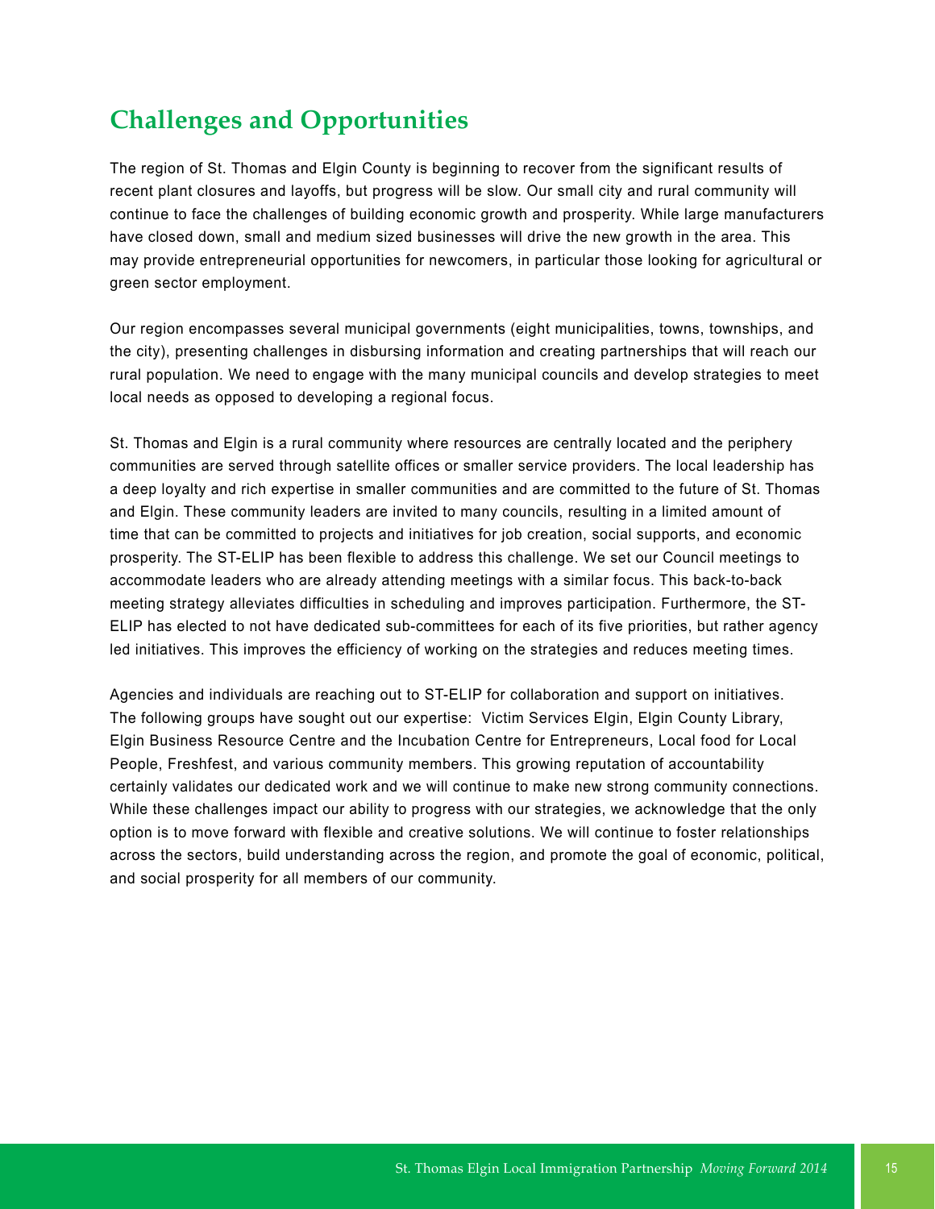## Challenges and Opportunities

The region of St. Thomas and Elgin County is beginning to recover from the significant results of recent plant closures and layoffs, but progress will be slow. Our small city and rural community will continue to face the challenges of building economic growth and prosperity. While large manufacturers have closed down, small and medium sized businesses will drive the new growth in the area. This may provide entrepreneurial opportunities for newcomers, in particular those looking for agricultural or green sector employment.

Our region encompasses several municipal governments (eight municipalities, towns, townships, and the city), presenting challenges in disbursing information and creating partnerships that will reach our rural population. We need to engage with the many municipal councils and develop strategies to meet local needs as opposed to developing a regional focus.

St. Thomas and Elgin is a rural community where resources are centrally located and the periphery communities are served through satellite offices or smaller service providers. The local leadership has a deep loyalty and rich expertise in smaller communities and are committed to the future of St. Thomas and Elgin. These community leaders are invited to many councils, resulting in a limited amount of time that can be committed to projects and initiatives for job creation, social supports, and economic prosperity. The ST-ELIP has been flexible to address this challenge. We set our Council meetings to accommodate leaders who are already attending meetings with a similar focus. This back-to-back meeting strategy alleviates difficulties in scheduling and improves participation. Furthermore, the ST-ELIP has elected to not have dedicated sub-committees for each of its five priorities, but rather agency led initiatives. This improves the efficiency of working on the strategies and reduces meeting times.

Agencies and individuals are reaching out to ST-ELIP for collaboration and support on initiatives. The following groups have sought out our expertise: Victim Services Elgin, Elgin County Library, Elgin Business Resource Centre and the Incubation Centre for Entrepreneurs, Local food for Local People, Freshfest, and various community members. This growing reputation of accountability certainly validates our dedicated work and we will continue to make new strong community connections. While these challenges impact our ability to progress with our strategies, we acknowledge that the only option is to move forward with flexible and creative solutions. We will continue to foster relationships across the sectors, build understanding across the region, and promote the goal of economic, political, and social prosperity for all members of our community.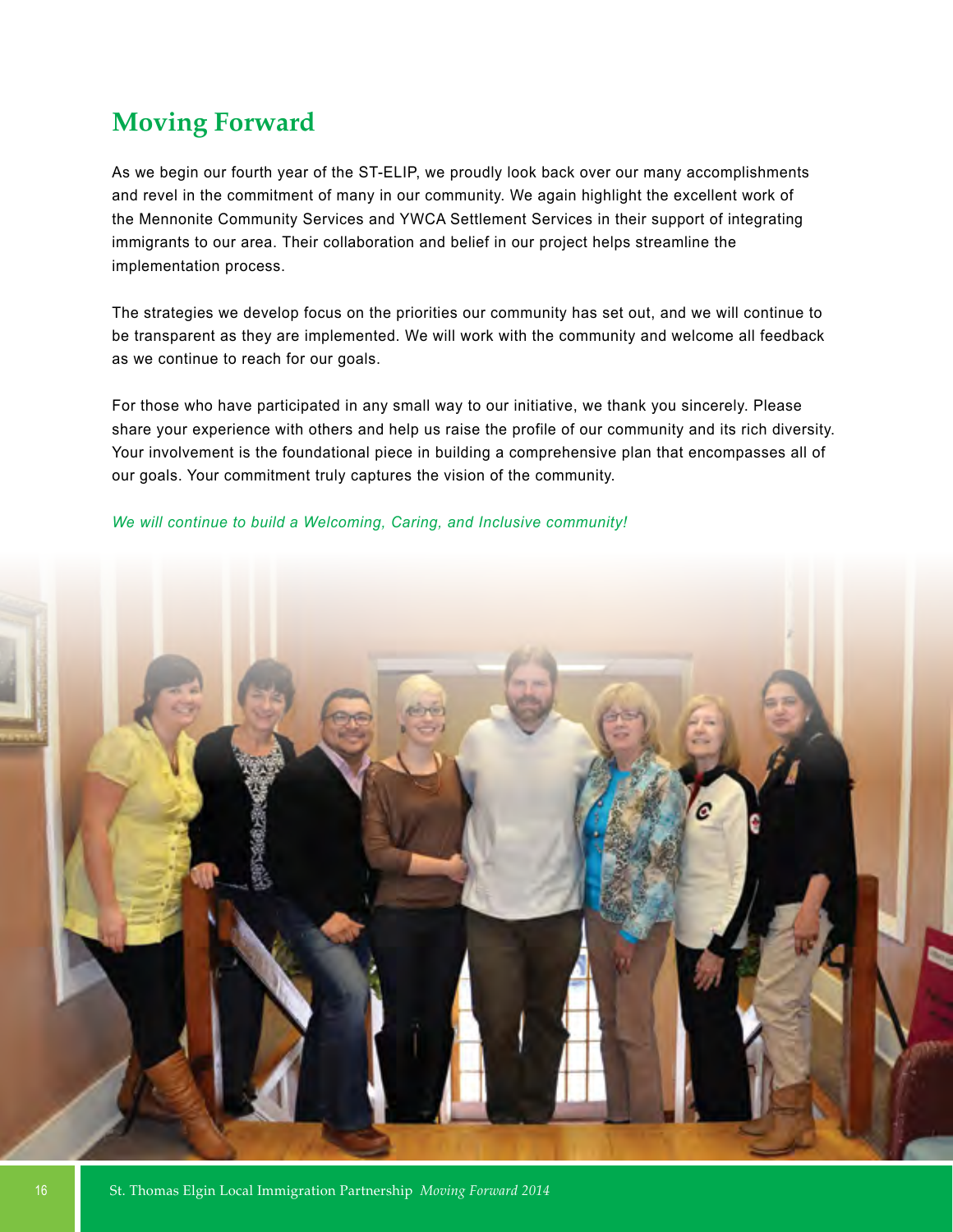## Moving Forward

As we begin our fourth year of the ST-ELIP, we proudly look back over our many accomplishments and revel in the commitment of many in our community. We again highlight the excellent work of the Mennonite Community Services and YWCA Settlement Services in their support of integrating immigrants to our area. Their collaboration and belief in our project helps streamline the implementation process.

The strategies we develop focus on the priorities our community has set out, and we will continue to be transparent as they are implemented. We will work with the community and welcome all feedback as we continue to reach for our goals.

For those who have participated in any small way to our initiative, we thank you sincerely. Please share your experience with others and help us raise the profile of our community and its rich diversity. Your involvement is the foundational piece in building a comprehensive plan that encompasses all of our goals. Your commitment truly captures the vision of the community.

*We will continue to build a Welcoming, Caring, and Inclusive community!*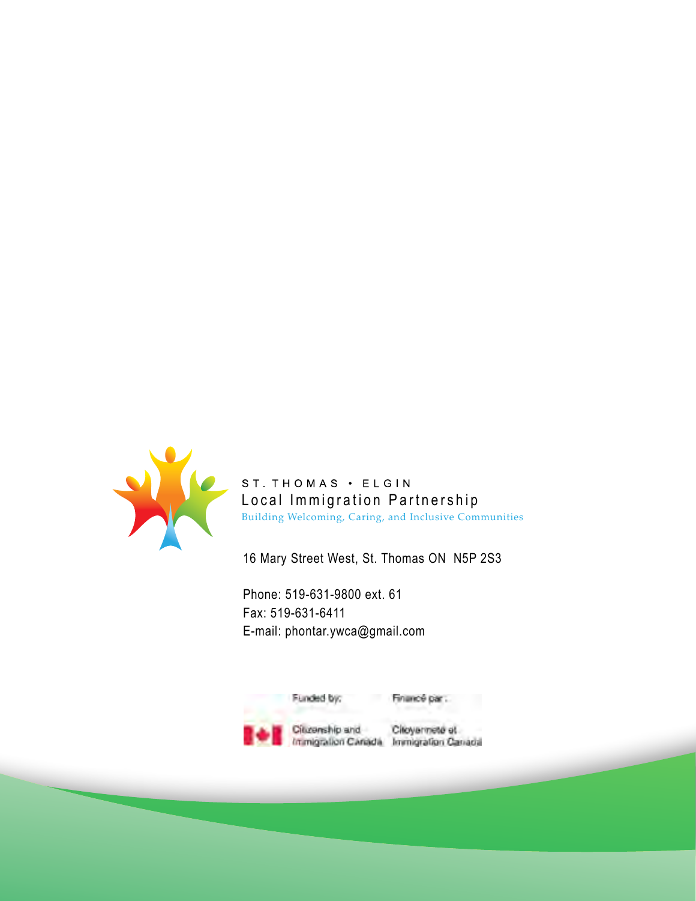ST. THOMAS • ELGIN

Local Immigration Partnership

Building Welcoming, Caring, and Inclusive Communities

16 Mary Street West, St. Thomas ON N5P 2S3

Phone: 519-631-9800 ext. 61
Fax: 519-631-6411
E-mail: phontar.ywca@gmail.com

Funded by: Financé par :

Citizenship and Immigration Canada Citoyenneté et Immigration Canada